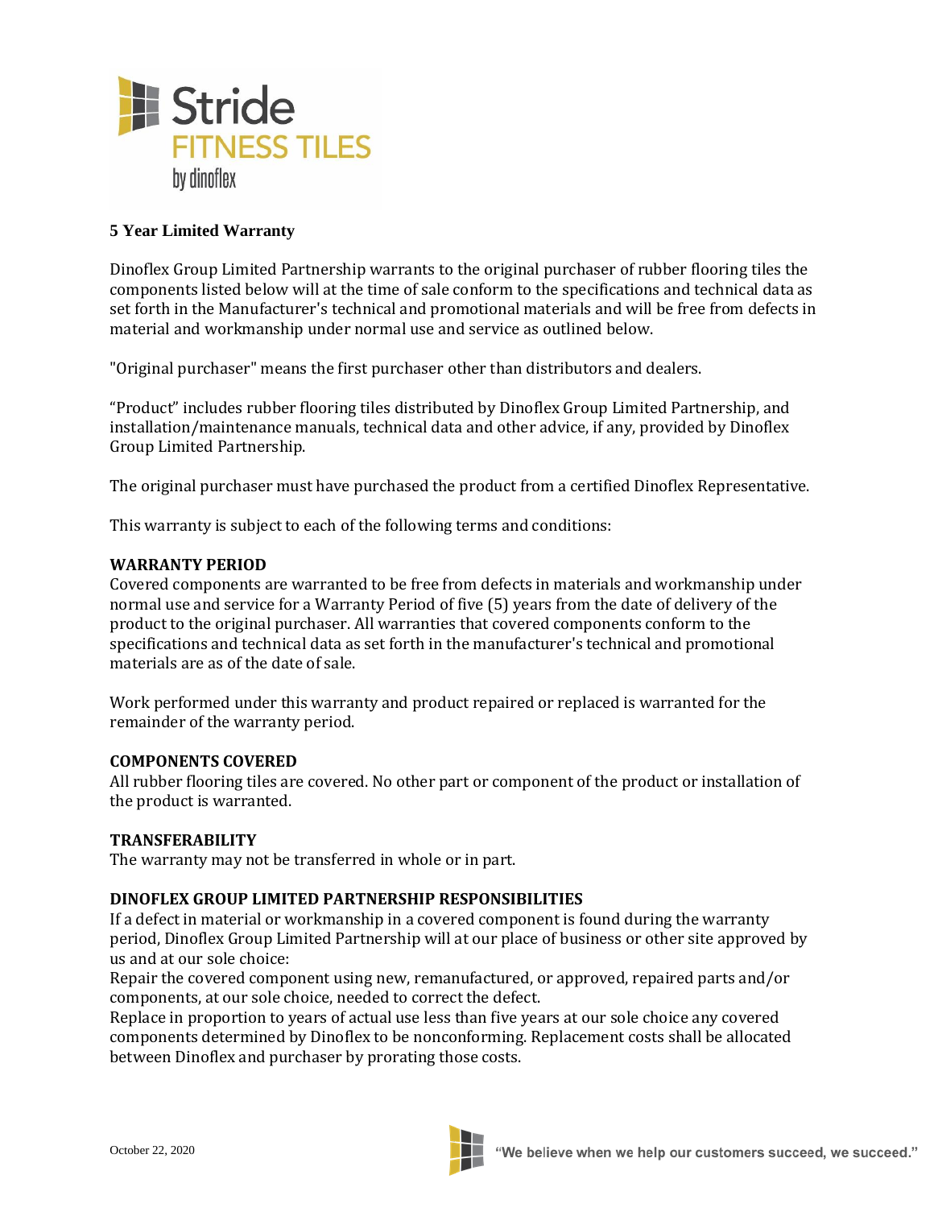# 5 Year Limited Warranty

Dinoflex Group Limited Partnership warrants to the original purchaser of rubber flooring tiles the components listed below will at the time of sale conform to the specifications and technical data as set forth in the Manufacturer's technical and promotional materials and will be free from defects in material and workmanship under normal use and service as outlined below.

"Original purchaser" means the first purchaser other than distributors and dealers.

"Product" includes rubber flooring tiles distributed by Dinoflex Group Limited Partnership, and installation/maintenance manuals, technical data and other advice, if any, provided by Dinoflex Group Limited Partnership.

The original purchaser must have purchased the product from a certified Dinoflex Representative.

This warranty is subject to each of the following terms and conditions:

## WARRANTY PERIOD

Covered components are warranted to be free from defects in materials and workmanship under normal use and service for a Warranty Period of five (5) years from the date of delivery of the product to the original purchaser. All warranties that covered components conform to the specifications and technical data as set forth in the manufacturer's technical and promotional materials are as of the date of sale.

Work performed under this warranty and product repaired or replaced is warranted for the remainder of the warranty period.

## COMPONENTS COVERED

All rubber flooring tiles are covered. No other part or component of the product or installation of the product is warranted.

## TRANSFERABILITY

The warranty may not be transferred in whole or in part.

## DINOFLEX GROUP LIMITED PARTNERSHIP RESPONSIBILITIES

If a defect in material or workmanship in a covered component is found during the warranty period, Dinoflex Group Limited Partnership will at our place of business or other site approved by us and at our sole choice:

Repair the covered component using new, remanufactured, or approved, repaired parts and/or components, at our sole choice, needed to correct the defect.

Replace in proportion to years of actual use less than five years at our sole choice any covered components determined by Dinoflex to be nonconforming. Replacement costs shall be allocated between Dinoflex and purchaser by prorating those costs.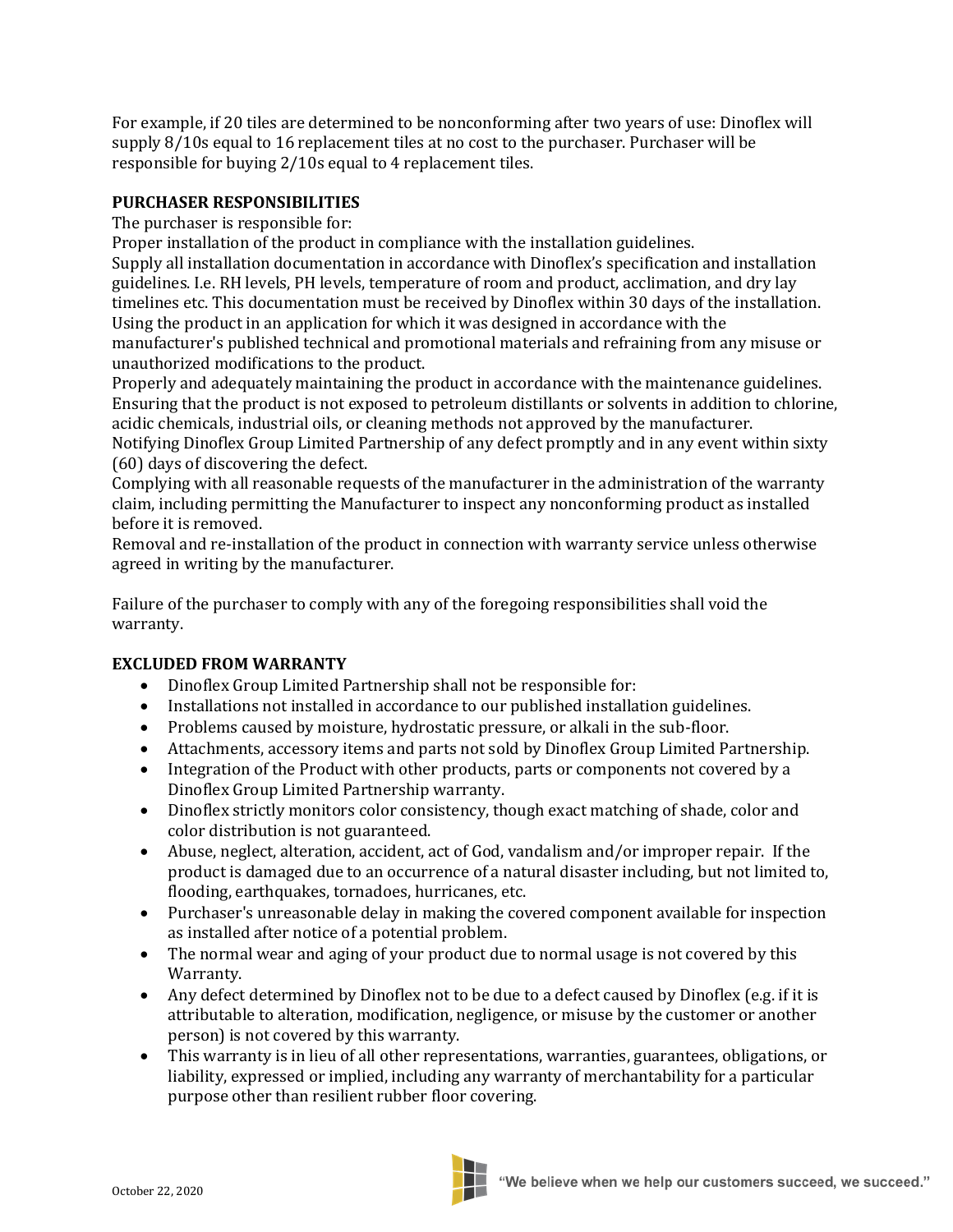For example, if 20 tiles are determined to be nonconforming after two years of use: Dinoflex will supply 8/10s equal to 16 replacement tiles at no cost to the purchaser. Purchaser will be responsible for buying 2/10s equal to 4 replacement tiles.

**PURCHASER RESPONSIBILITIES**

The purchaser is responsible for:

Proper installation of the product in compliance with the installation guidelines.

Supply all installation documentation in accordance with Dinoflex's specification and installation guidelines. I.e. RH levels, PH levels, temperature of room and product, acclimation, and dry lay timelines etc. This documentation must be received by Dinoflex within 30 days of the installation.

Using the product in an application for which it was designed in accordance with the manufacturer's published technical and promotional materials and refraining from any misuse or unauthorized modifications to the product.

Properly and adequately maintaining the product in accordance with the maintenance guidelines.

Ensuring that the product is not exposed to petroleum distillants or solvents in addition to chlorine, acidic chemicals, industrial oils, or cleaning methods not approved by the manufacturer.

Notifying Dinoflex Group Limited Partnership of any defect promptly and in any event within sixty (60) days of discovering the defect.

Complying with all reasonable requests of the manufacturer in the administration of the warranty claim, including permitting the Manufacturer to inspect any nonconforming product as installed before it is removed.

Removal and re-installation of the product in connection with warranty service unless otherwise agreed in writing by the manufacturer.

Failure of the purchaser to comply with any of the foregoing responsibilities shall void the warranty.

**EXCLUDED FROM WARRANTY**

- Dinoflex Group Limited Partnership shall not be responsible for:
- Installations not installed in accordance to our published installation guidelines.
- Problems caused by moisture, hydrostatic pressure, or alkali in the sub-floor.
- Attachments, accessory items and parts not sold by Dinoflex Group Limited Partnership.
- Integration of the Product with other products, parts or components not covered by a Dinoflex Group Limited Partnership warranty.
- Dinoflex strictly monitors color consistency, though exact matching of shade, color and color distribution is not guaranteed.
- Abuse, neglect, alteration, accident, act of God, vandalism and/or improper repair. If the product is damaged due to an occurrence of a natural disaster including, but not limited to, flooding, earthquakes, tornadoes, hurricanes, etc.
- Purchaser's unreasonable delay in making the covered component available for inspection as installed after notice of a potential problem.
- The normal wear and aging of your product due to normal usage is not covered by this Warranty.
- Any defect determined by Dinoflex not to be due to a defect caused by Dinoflex (e.g. if it is attributable to alteration, modification, negligence, or misuse by the customer or another person) is not covered by this warranty.
- This warranty is in lieu of all other representations, warranties, guarantees, obligations, or liability, expressed or implied, including any warranty of merchantability for a particular purpose other than resilient rubber floor covering.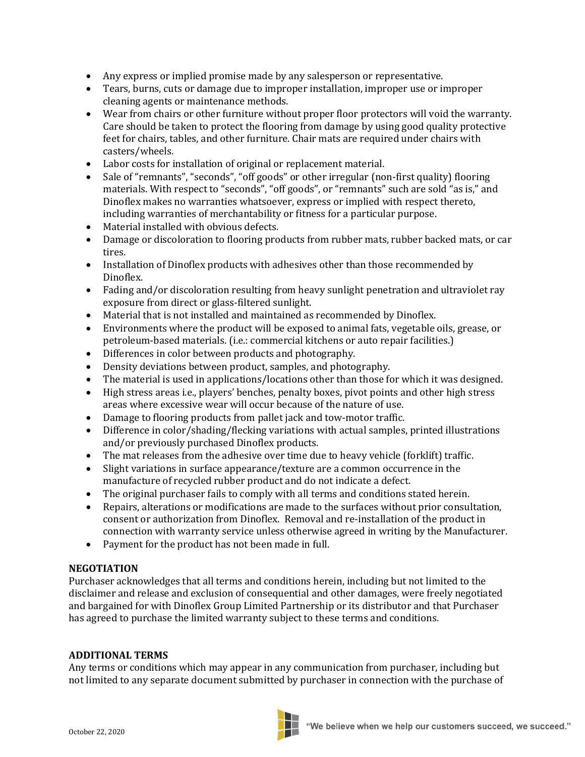- Any express or implied promise made by any salesperson or representative.
- Tears, burns, cuts or damage due to improper installation, improper use or improper cleaning agents or maintenance methods.
- Wear from chairs or other furniture without proper floor protectors will void the warranty. Care should be taken to protect the flooring from damage by using good quality protective feet for chairs, tables, and other furniture. Chair mats are required under chairs with casters/wheels.
- Labor costs for installation of original or replacement material.
- Sale of "remnants", "seconds", "off goods" or other irregular (non-first quality) flooring materials. With respect to "seconds", "off goods", or "remnants" such are sold "as is," and Dinoflex makes no warranties whatsoever, express or implied with respect thereto, including warranties of merchantability or fitness for a particular purpose.
- Material installed with obvious defects.
- Damage or discoloration to flooring products from rubber mats, rubber backed mats, or car tires.
- Installation of Dinoflex products with adhesives other than those recommended by Dinoflex.
- Fading and/or discoloration resulting from heavy sunlight penetration and ultraviolet ray exposure from direct or glass-filtered sunlight.
- Material that is not installed and maintained as recommended by Dinoflex.
- Environments where the product will be exposed to animal fats, vegetable oils, grease, or petroleum-based materials. (i.e.: commercial kitchens or auto repair facilities.)
- Differences in color between products and photography.
- Density deviations between product, samples, and photography.
- The material is used in applications/locations other than those for which it was designed.
- High stress areas i.e., players' benches, penalty boxes, pivot points and other high stress areas where excessive wear will occur because of the nature of use.
- Damage to flooring products from pallet jack and tow-motor traffic.
- Difference in color/shading/flecking variations with actual samples, printed illustrations and/or previously purchased Dinoflex products.
- The mat releases from the adhesive over time due to heavy vehicle (forklift) traffic.
- Slight variations in surface appearance/texture are a common occurrence in the manufacture of recycled rubber product and do not indicate a defect.
- The original purchaser fails to comply with all terms and conditions stated herein.
- Repairs, alterations or modifications are made to the surfaces without prior consultation, consent or authorization from Dinoflex. Removal and re-installation of the product in connection with warranty service unless otherwise agreed in writing by the Manufacturer.
- Payment for the product has not been made in full.

**NEGOTIATION**

Purchaser acknowledges that all terms and conditions herein, including but not limited to the disclaimer and release and exclusion of consequential and other damages, were freely negotiated and bargained for with Dinoflex Group Limited Partnership or its distributor and that Purchaser has agreed to purchase the limited warranty subject to these terms and conditions.

**ADDITIONAL TERMS**

Any terms or conditions which may appear in any communication from purchaser, including but not limited to any separate document submitted by purchaser in connection with the purchase of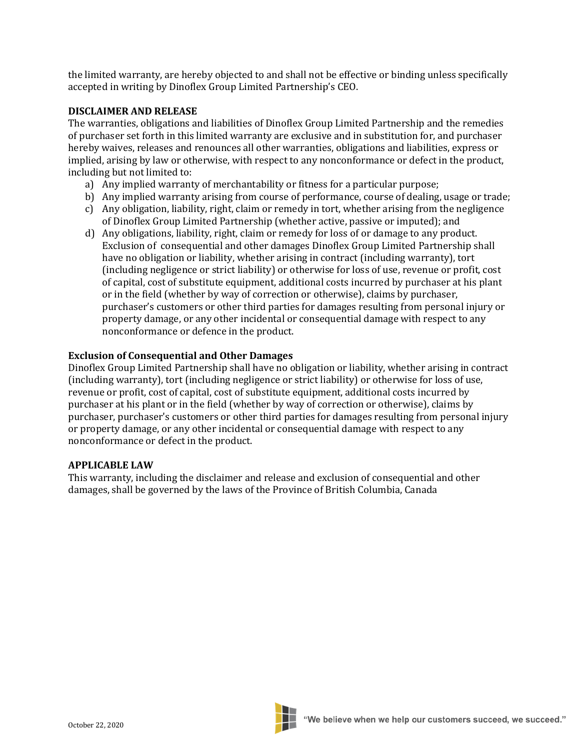the limited warranty, are hereby objected to and shall not be effective or binding unless specifically accepted in writing by Dinoflex Group Limited Partnership's CEO.

**DISCLAIMER AND RELEASE**

The warranties, obligations and liabilities of Dinoflex Group Limited Partnership and the remedies of purchaser set forth in this limited warranty are exclusive and in substitution for, and purchaser hereby waives, releases and renounces all other warranties, obligations and liabilities, express or implied, arising by law or otherwise, with respect to any nonconformance or defect in the product, including but not limited to:

a) Any implied warranty of merchantability or fitness for a particular purpose;
b) Any implied warranty arising from course of performance, course of dealing, usage or trade;
c) Any obligation, liability, right, claim or remedy in tort, whether arising from the negligence of Dinoflex Group Limited Partnership (whether active, passive or imputed); and
d) Any obligations, liability, right, claim or remedy for loss of or damage to any product. Exclusion of consequential and other damages Dinoflex Group Limited Partnership shall have no obligation or liability, whether arising in contract (including warranty), tort (including negligence or strict liability) or otherwise for loss of use, revenue or profit, cost of capital, cost of substitute equipment, additional costs incurred by purchaser at his plant or in the field (whether by way of correction or otherwise), claims by purchaser, purchaser's customers or other third parties for damages resulting from personal injury or property damage, or any other incidental or consequential damage with respect to any nonconformance or defence in the product.

**Exclusion of Consequential and Other Damages**

Dinoflex Group Limited Partnership shall have no obligation or liability, whether arising in contract (including warranty), tort (including negligence or strict liability) or otherwise for loss of use, revenue or profit, cost of capital, cost of substitute equipment, additional costs incurred by purchaser at his plant or in the field (whether by way of correction or otherwise), claims by purchaser, purchaser's customers or other third parties for damages resulting from personal injury or property damage, or any other incidental or consequential damage with respect to any nonconformance or defect in the product.

**APPLICABLE LAW**

This warranty, including the disclaimer and release and exclusion of consequential and other damages, shall be governed by the laws of the Province of British Columbia, Canada